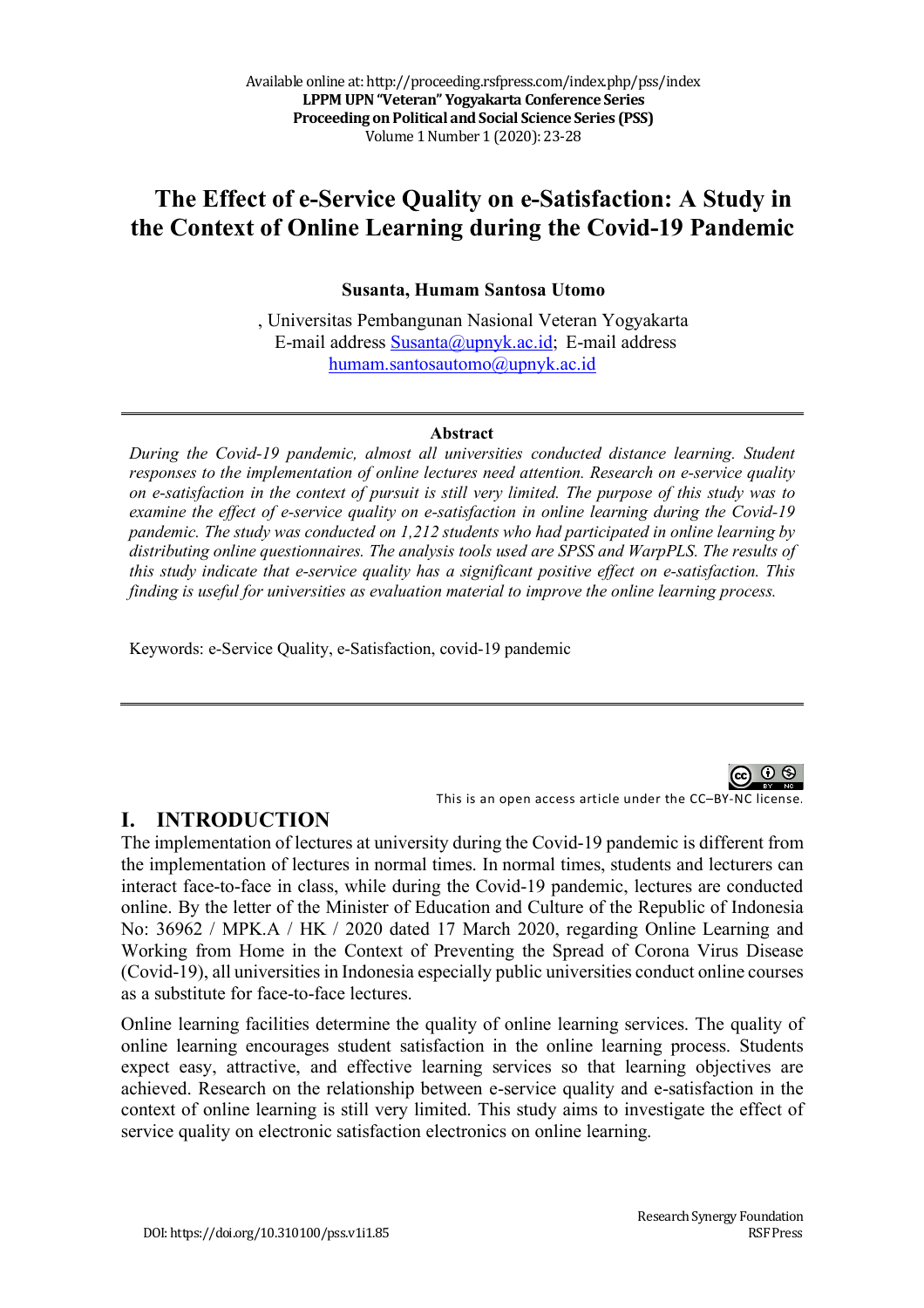# The Effect of e-Service Quality on e-Satisfaction: A Study in the Context of Online Learning during the Covid-19 Pandemic

**Susanta, Humam Santosa Utomo**

, Universitas Pembangunan Nasional Veteran Yogyakarta
E-mail address Susanta@upnyk.ac.id; E-mail address humam.santosautomo@upnyk.ac.id

---

**Abstract**

*During the Covid-19 pandemic, almost all universities conducted distance learning. Student responses to the implementation of online lectures need attention. Research on e-service quality on e-satisfaction in the context of pursuit is still very limited. The purpose of this study was to examine the effect of e-service quality on e-satisfaction in online learning during the Covid-19 pandemic. The study was conducted on 1,212 students who had participated in online learning by distributing online questionnaires. The analysis tools used are SPSS and WarpPLS. The results of this study indicate that e-service quality has a significant positive effect on e-satisfaction. This finding is useful for universities as evaluation material to improve the online learning process.*

Keywords: e-Service Quality, e-Satisfaction, covid-19 pandemic

---

This is an open access article under the CC–BY-NC license.

## I. INTRODUCTION

The implementation of lectures at university during the Covid-19 pandemic is different from the implementation of lectures in normal times. In normal times, students and lecturers can interact face-to-face in class, while during the Covid-19 pandemic, lectures are conducted online. By the letter of the Minister of Education and Culture of the Republic of Indonesia No: 36962 / MPK.A / HK / 2020 dated 17 March 2020, regarding Online Learning and Working from Home in the Context of Preventing the Spread of Corona Virus Disease (Covid-19), all universities in Indonesia especially public universities conduct online courses as a substitute for face-to-face lectures.

Online learning facilities determine the quality of online learning services. The quality of online learning encourages student satisfaction in the online learning process. Students expect easy, attractive, and effective learning services so that learning objectives are achieved. Research on the relationship between e-service quality and e-satisfaction in the context of online learning is still very limited. This study aims to investigate the effect of service quality on electronic satisfaction electronics on online learning.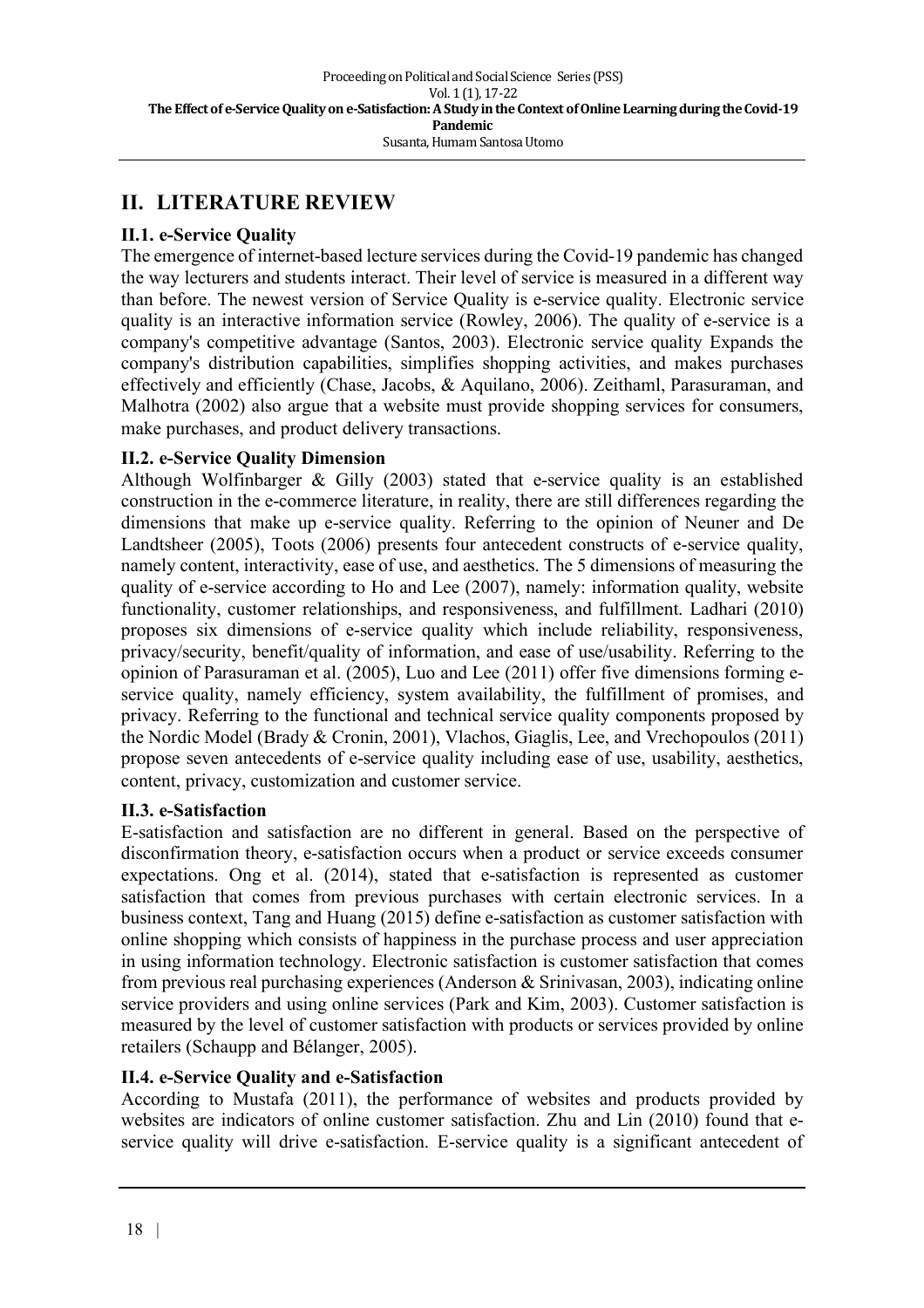## II. LITERATURE REVIEW

### II.1. e-Service Quality

The emergence of internet-based lecture services during the Covid-19 pandemic has changed the way lecturers and students interact. Their level of service is measured in a different way than before. The newest version of Service Quality is e-service quality. Electronic service quality is an interactive information service (Rowley, 2006). The quality of e-service is a company's competitive advantage (Santos, 2003). Electronic service quality Expands the company's distribution capabilities, simplifies shopping activities, and makes purchases effectively and efficiently (Chase, Jacobs, & Aquilano, 2006). Zeithaml, Parasuraman, and Malhotra (2002) also argue that a website must provide shopping services for consumers, make purchases, and product delivery transactions.

### II.2. e-Service Quality Dimension

Although Wolfinbarger & Gilly (2003) stated that e-service quality is an established construction in the e-commerce literature, in reality, there are still differences regarding the dimensions that make up e-service quality. Referring to the opinion of Neuner and De Landtsheer (2005), Toots (2006) presents four antecedent constructs of e-service quality, namely content, interactivity, ease of use, and aesthetics. The 5 dimensions of measuring the quality of e-service according to Ho and Lee (2007), namely: information quality, website functionality, customer relationships, and responsiveness, and fulfillment. Ladhari (2010) proposes six dimensions of e-service quality which include reliability, responsiveness, privacy/security, benefit/quality of information, and ease of use/usability. Referring to the opinion of Parasuraman et al. (2005), Luo and Lee (2011) offer five dimensions forming e-service quality, namely efficiency, system availability, the fulfillment of promises, and privacy. Referring to the functional and technical service quality components proposed by the Nordic Model (Brady & Cronin, 2001), Vlachos, Giaglis, Lee, and Vrechopoulos (2011) propose seven antecedents of e-service quality including ease of use, usability, aesthetics, content, privacy, customization and customer service.

### II.3. e-Satisfaction

E-satisfaction and satisfaction are no different in general. Based on the perspective of disconfirmation theory, e-satisfaction occurs when a product or service exceeds consumer expectations. Ong et al. (2014), stated that e-satisfaction is represented as customer satisfaction that comes from previous purchases with certain electronic services. In a business context, Tang and Huang (2015) define e-satisfaction as customer satisfaction with online shopping which consists of happiness in the purchase process and user appreciation in using information technology. Electronic satisfaction is customer satisfaction that comes from previous real purchasing experiences (Anderson & Srinivasan, 2003), indicating online service providers and using online services (Park and Kim, 2003). Customer satisfaction is measured by the level of customer satisfaction with products or services provided by online retailers (Schaupp and Bélanger, 2005).

### II.4. e-Service Quality and e-Satisfaction

According to Mustafa (2011), the performance of websites and products provided by websites are indicators of online customer satisfaction. Zhu and Lin (2010) found that e-service quality will drive e-satisfaction. E-service quality is a significant antecedent of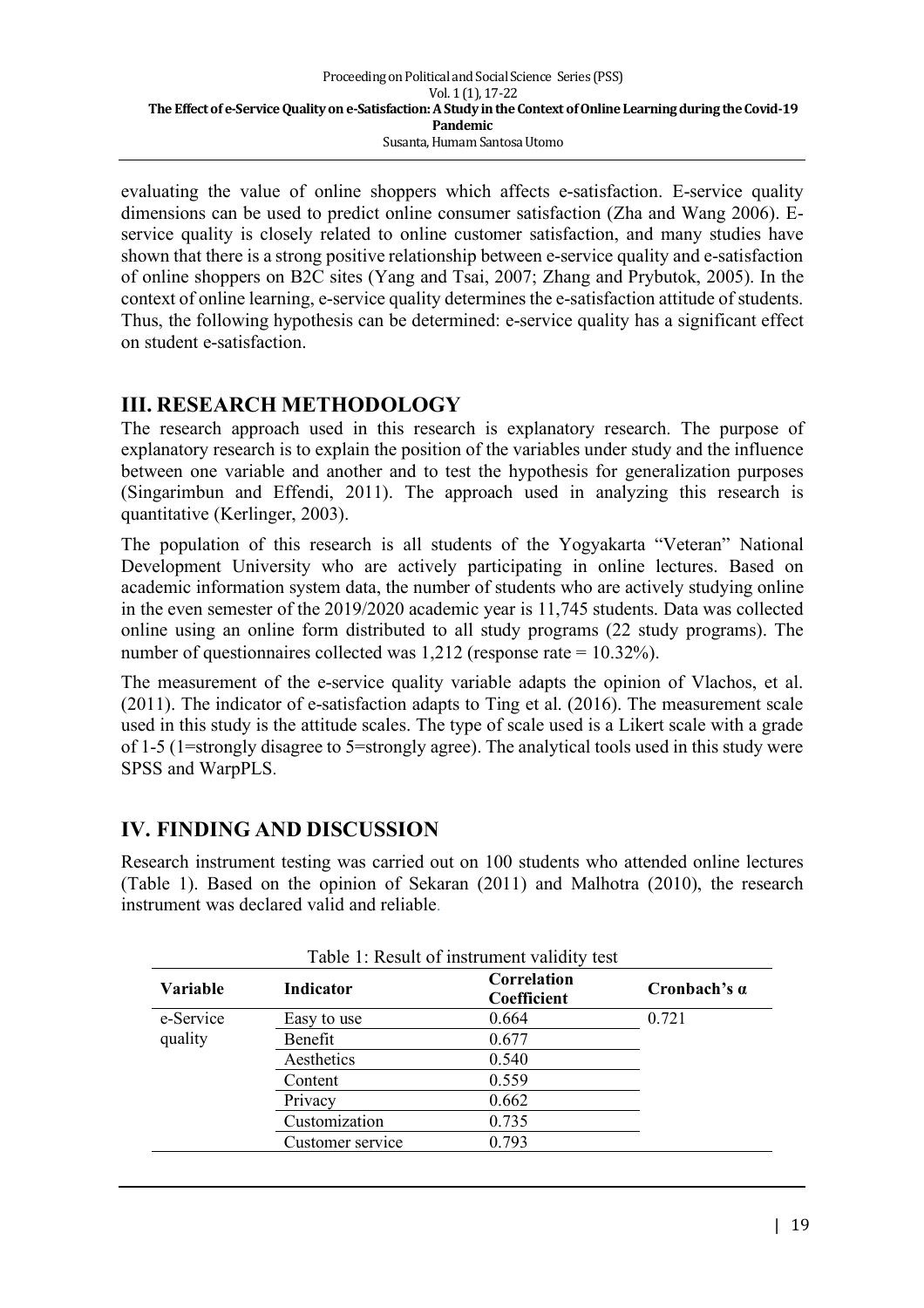evaluating the value of online shoppers which affects e-satisfaction. E-service quality dimensions can be used to predict online consumer satisfaction (Zha and Wang 2006). E-service quality is closely related to online customer satisfaction, and many studies have shown that there is a strong positive relationship between e-service quality and e-satisfaction of online shoppers on B2C sites (Yang and Tsai, 2007; Zhang and Prybutok, 2005). In the context of online learning, e-service quality determines the e-satisfaction attitude of students. Thus, the following hypothesis can be determined: e-service quality has a significant effect on student e-satisfaction.

## III. RESEARCH METHODOLOGY

The research approach used in this research is explanatory research. The purpose of explanatory research is to explain the position of the variables under study and the influence between one variable and another and to test the hypothesis for generalization purposes (Singarimbun and Effendi, 2011). The approach used in analyzing this research is quantitative (Kerlinger, 2003).

The population of this research is all students of the Yogyakarta "Veteran" National Development University who are actively participating in online lectures. Based on academic information system data, the number of students who are actively studying online in the even semester of the 2019/2020 academic year is 11,745 students. Data was collected online using an online form distributed to all study programs (22 study programs). The number of questionnaires collected was 1,212 (response rate = 10.32%).

The measurement of the e-service quality variable adapts the opinion of Vlachos, et al. (2011). The indicator of e-satisfaction adapts to Ting et al. (2016). The measurement scale used in this study is the attitude scales. The type of scale used is a Likert scale with a grade of 1-5 (1=strongly disagree to 5=strongly agree). The analytical tools used in this study were SPSS and WarpPLS.

## IV. FINDING AND DISCUSSION

Research instrument testing was carried out on 100 students who attended online lectures (Table 1). Based on the opinion of Sekaran (2011) and Malhotra (2010), the research instrument was declared valid and reliable.

Table 1: Result of instrument validity test

| Variable | Indicator | Correlation Coefficient | Cronbach's α |
|---|---|---|---|
| e-Service quality | Easy to use | 0.664 | 0.721 |
| | Benefit | 0.677 | |
| | Aesthetics | 0.540 | |
| | Content | 0.559 | |
| | Privacy | 0.662 | |
| | Customization | 0.735 | |
| | Customer service | 0.793 | |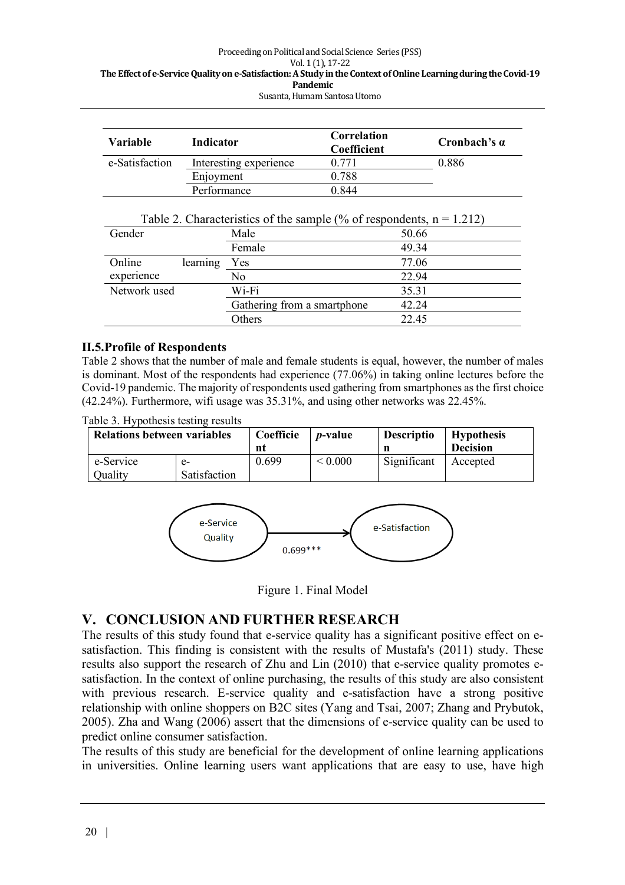| Variable | Indicator | Correlation Coefficient | Cronbach's α |
|---|---|---|---|
| e-Satisfaction | Interesting experience | 0.771 | 0.886 |
| | Enjoyment | 0.788 | |
| | Performance | 0.844 | |

Table 2. Characteristics of the sample (% of respondents, n = 1.212)

| | | |
|---|---|---|
| Gender | Male | 50.66 |
| | Female | 49.34 |
| Online learning experience | Yes | 77.06 |
| | No | 22.94 |
| Network used | Wi-Fi | 35.31 |
| | Gathering from a smartphone | 42.24 |
| | Others | 22.45 |

### II.5.Profile of Respondents

Table 2 shows that the number of male and female students is equal, however, the number of males is dominant. Most of the respondents had experience (77.06%) in taking online lectures before the Covid-19 pandemic. The majority of respondents used gathering from smartphones as the first choice (42.24%). Furthermore, wifi usage was 35.31%, and using other networks was 22.45%.

Table 3. Hypothesis testing results

| Relations between variables | | Coefficient | *p*-value | Description | Hypothesis Decision |
|---|---|---|---|---|---|
| e-Service Quality | e-Satisfaction | 0.699 | < 0.000 | Significant | Accepted |

e-Service Quality → e-Satisfaction (0.699***)

Figure 1. Final Model

## V. CONCLUSION AND FURTHER RESEARCH

The results of this study found that e-service quality has a significant positive effect on e-satisfaction. This finding is consistent with the results of Mustafa's (2011) study. These results also support the research of Zhu and Lin (2010) that e-service quality promotes e-satisfaction. In the context of online purchasing, the results of this study are also consistent with previous research. E-service quality and e-satisfaction have a strong positive relationship with online shoppers on B2C sites (Yang and Tsai, 2007; Zhang and Prybutok, 2005). Zha and Wang (2006) assert that the dimensions of e-service quality can be used to predict online consumer satisfaction.

The results of this study are beneficial for the development of online learning applications in universities. Online learning users want applications that are easy to use, have high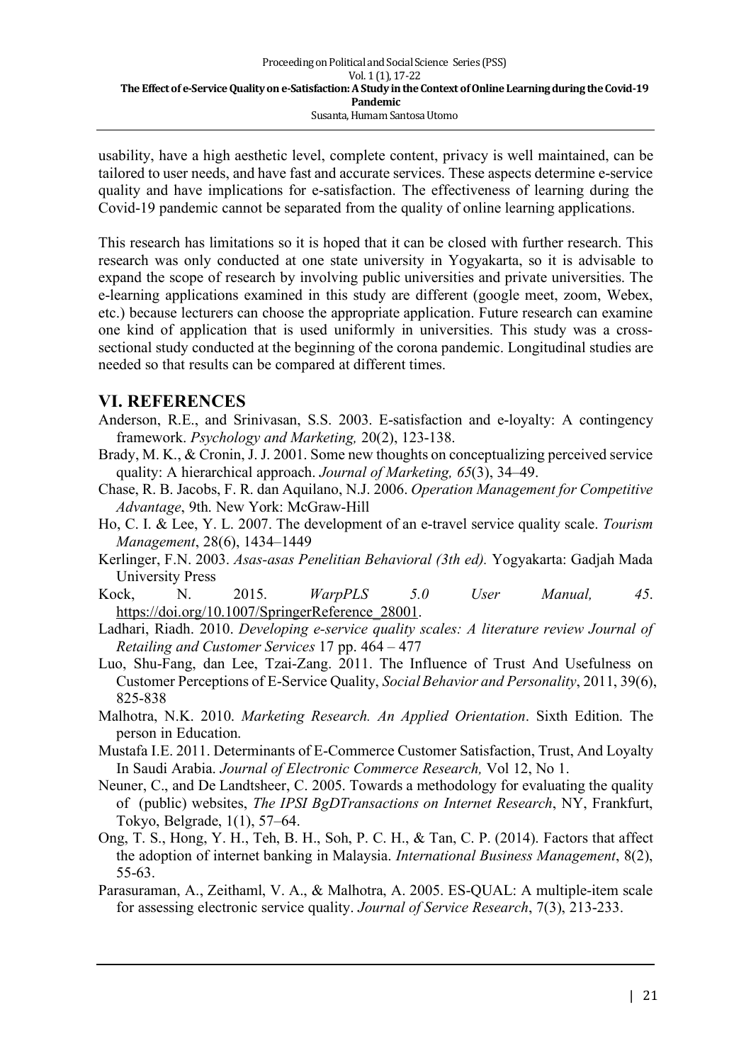usability, have a high aesthetic level, complete content, privacy is well maintained, can be tailored to user needs, and have fast and accurate services. These aspects determine e-service quality and have implications for e-satisfaction. The effectiveness of learning during the Covid-19 pandemic cannot be separated from the quality of online learning applications.

This research has limitations so it is hoped that it can be closed with further research. This research was only conducted at one state university in Yogyakarta, so it is advisable to expand the scope of research by involving public universities and private universities. The e-learning applications examined in this study are different (google meet, zoom, Webex, etc.) because lecturers can choose the appropriate application. Future research can examine one kind of application that is used uniformly in universities. This study was a cross-sectional study conducted at the beginning of the corona pandemic. Longitudinal studies are needed so that results can be compared at different times.

## VI. REFERENCES

Anderson, R.E., and Srinivasan, S.S. 2003. E-satisfaction and e-loyalty: A contingency framework. *Psychology and Marketing,* 20(2), 123-138.

Brady, M. K., & Cronin, J. J. 2001. Some new thoughts on conceptualizing perceived service quality: A hierarchical approach. *Journal of Marketing, 65*(3), 34–49.

Chase, R. B. Jacobs, F. R. dan Aquilano, N.J. 2006. *Operation Management for Competitive Advantage*, 9th. New York: McGraw-Hill

Ho, C. I. & Lee, Y. L. 2007. The development of an e-travel service quality scale. *Tourism Management*, 28(6), 1434–1449

Kerlinger, F.N. 2003. *Asas-asas Penelitian Behavioral (3th ed).* Yogyakarta: Gadjah Mada University Press

Kock, N. 2015. *WarpPLS 5.0 User Manual, 45*. https://doi.org/10.1007/SpringerReference_28001.

Ladhari, Riadh. 2010. *Developing e-service quality scales: A literature review Journal of Retailing and Customer Services* 17 pp. 464 – 477

Luo, Shu-Fang, dan Lee, Tzai-Zang. 2011. The Influence of Trust And Usefulness on Customer Perceptions of E-Service Quality, *Social Behavior and Personality*, 2011, 39(6), 825-838

Malhotra, N.K. 2010. *Marketing Research. An Applied Orientation*. Sixth Edition. The person in Education.

Mustafa I.E. 2011. Determinants of E-Commerce Customer Satisfaction, Trust, And Loyalty In Saudi Arabia. *Journal of Electronic Commerce Research,* Vol 12, No 1.

Neuner, C., and De Landtsheer, C. 2005. Towards a methodology for evaluating the quality of (public) websites, *The IPSI BgDTransactions on Internet Research*, NY, Frankfurt, Tokyo, Belgrade, 1(1), 57–64.

Ong, T. S., Hong, Y. H., Teh, B. H., Soh, P. C. H., & Tan, C. P. (2014). Factors that affect the adoption of internet banking in Malaysia. *International Business Management*, 8(2), 55-63.

Parasuraman, A., Zeithaml, V. A., & Malhotra, A. 2005. ES-QUAL: A multiple-item scale for assessing electronic service quality. *Journal of Service Research*, 7(3), 213-233.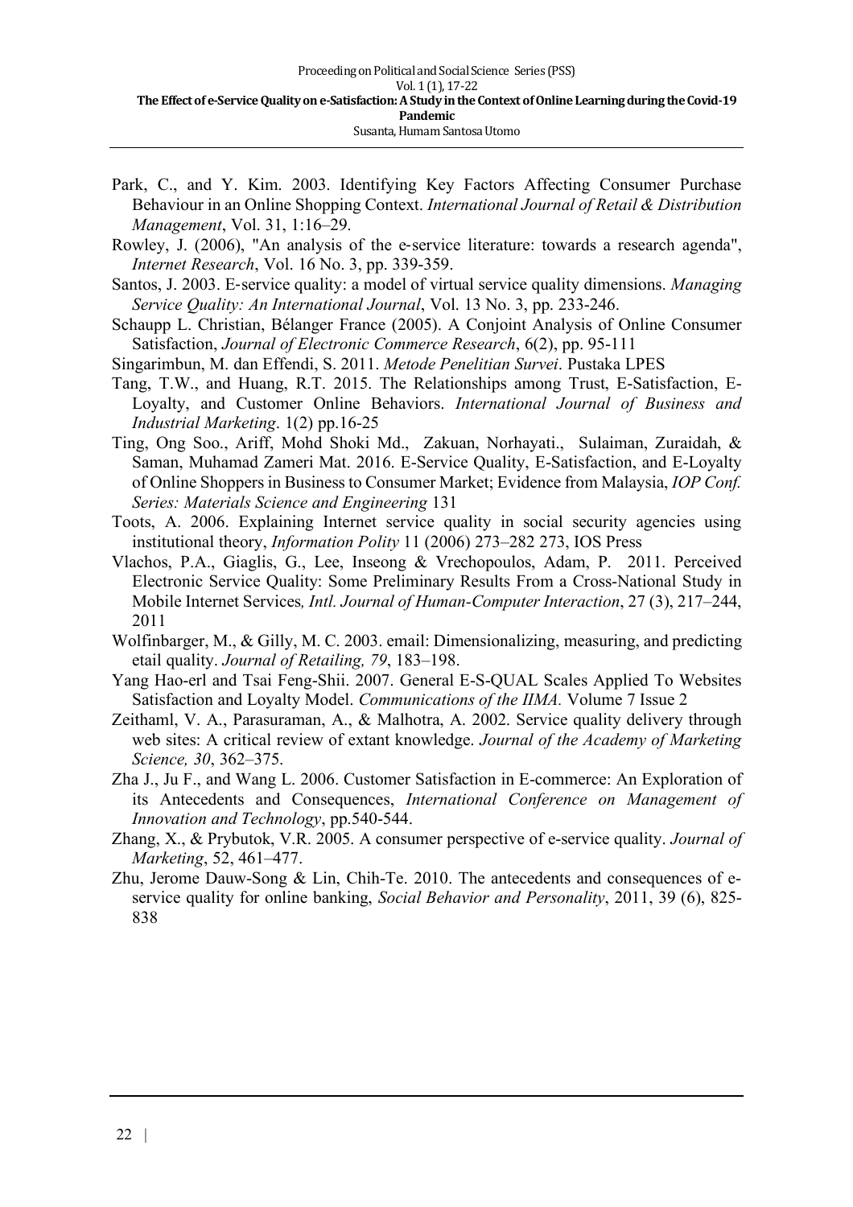Park, C., and Y. Kim. 2003. Identifying Key Factors Affecting Consumer Purchase Behaviour in an Online Shopping Context. *International Journal of Retail & Distribution Management*, Vol. 31, 1:16–29.

Rowley, J. (2006), "An analysis of the e‐service literature: towards a research agenda", *Internet Research*, Vol. 16 No. 3, pp. 339-359.

Santos, J. 2003. E‐service quality: a model of virtual service quality dimensions. *Managing Service Quality: An International Journal*, Vol. 13 No. 3, pp. 233-246.

Schaupp L. Christian, Bélanger France (2005). A Conjoint Analysis of Online Consumer Satisfaction, *Journal of Electronic Commerce Research*, 6(2), pp. 95-111

Singarimbun, M. dan Effendi, S. 2011. *Metode Penelitian Survei*. Pustaka LPES

Tang, T.W., and Huang, R.T. 2015. The Relationships among Trust, E-Satisfaction, E-Loyalty, and Customer Online Behaviors. *International Journal of Business and Industrial Marketing*. 1(2) pp.16-25

Ting, Ong Soo., Ariff, Mohd Shoki Md., Zakuan, Norhayati., Sulaiman, Zuraidah, & Saman, Muhamad Zameri Mat. 2016. E-Service Quality, E-Satisfaction, and E-Loyalty of Online Shoppers in Business to Consumer Market; Evidence from Malaysia, *IOP Conf. Series: Materials Science and Engineering* 131

Toots, A. 2006. Explaining Internet service quality in social security agencies using institutional theory, *Information Polity* 11 (2006) 273–282 273, IOS Press

Vlachos, P.A., Giaglis, G., Lee, Inseong & Vrechopoulos, Adam, P. 2011. Perceived Electronic Service Quality: Some Preliminary Results From a Cross-National Study in Mobile Internet Services*, Intl. Journal of Human-Computer Interaction*, 27 (3), 217–244, 2011

Wolfinbarger, M., & Gilly, M. C. 2003. email: Dimensionalizing, measuring, and predicting etail quality. *Journal of Retailing, 79*, 183–198.

Yang Hao-erl and Tsai Feng-Shii. 2007. General E-S-QUAL Scales Applied To Websites Satisfaction and Loyalty Model. *Communications of the IIMA.* Volume 7 Issue 2

Zeithaml, V. A., Parasuraman, A., & Malhotra, A. 2002. Service quality delivery through web sites: A critical review of extant knowledge. *Journal of the Academy of Marketing Science, 30*, 362–375.

Zha J., Ju F., and Wang L. 2006. Customer Satisfaction in E-commerce: An Exploration of its Antecedents and Consequences, *International Conference on Management of Innovation and Technology*, pp.540-544.

Zhang, X., & Prybutok, V.R. 2005. A consumer perspective of e-service quality. *Journal of Marketing*, 52, 461–477.

Zhu, Jerome Dauw-Song & Lin, Chih-Te. 2010. The antecedents and consequences of e-service quality for online banking, *Social Behavior and Personality*, 2011, 39 (6), 825-838